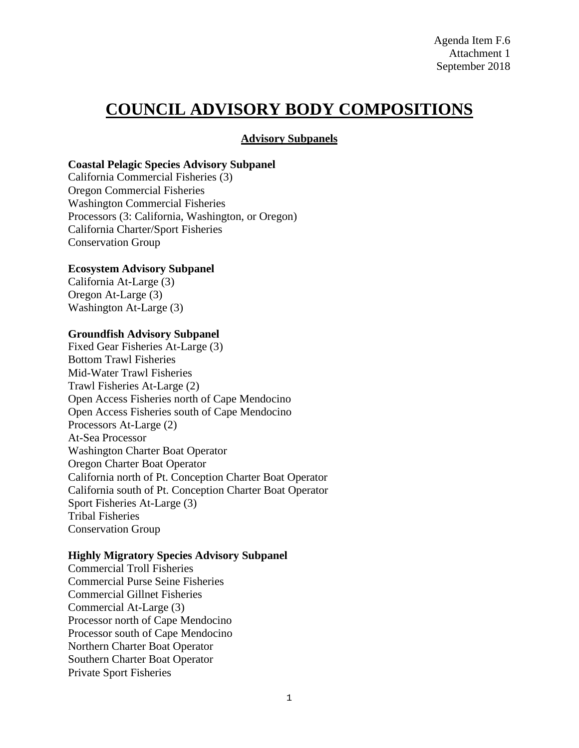Agenda Item F.6
Attachment 1
September 2018

# COUNCIL ADVISORY BODY COMPOSITIONS

## Advisory Subpanels

**Coastal Pelagic Species Advisory Subpanel**
California Commercial Fisheries (3)
Oregon Commercial Fisheries
Washington Commercial Fisheries
Processors (3: California, Washington, or Oregon)
California Charter/Sport Fisheries
Conservation Group

**Ecosystem Advisory Subpanel**
California At-Large (3)
Oregon At-Large (3)
Washington At-Large (3)

**Groundfish Advisory Subpanel**
Fixed Gear Fisheries At-Large (3)
Bottom Trawl Fisheries
Mid-Water Trawl Fisheries
Trawl Fisheries At-Large (2)
Open Access Fisheries north of Cape Mendocino
Open Access Fisheries south of Cape Mendocino
Processors At-Large (2)
At-Sea Processor
Washington Charter Boat Operator
Oregon Charter Boat Operator
California north of Pt. Conception Charter Boat Operator
California south of Pt. Conception Charter Boat Operator
Sport Fisheries At-Large (3)
Tribal Fisheries
Conservation Group

**Highly Migratory Species Advisory Subpanel**
Commercial Troll Fisheries
Commercial Purse Seine Fisheries
Commercial Gillnet Fisheries
Commercial At-Large (3)
Processor north of Cape Mendocino
Processor south of Cape Mendocino
Northern Charter Boat Operator
Southern Charter Boat Operator
Private Sport Fisheries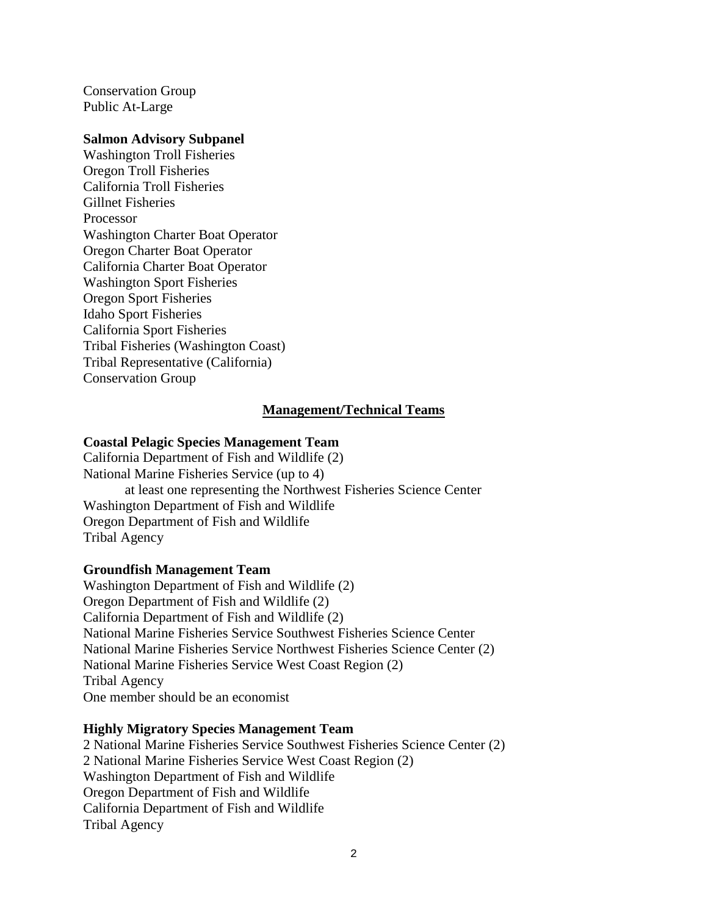Conservation Group
Public At-Large

**Salmon Advisory Subpanel**
Washington Troll Fisheries
Oregon Troll Fisheries
California Troll Fisheries
Gillnet Fisheries
Processor
Washington Charter Boat Operator
Oregon Charter Boat Operator
California Charter Boat Operator
Washington Sport Fisheries
Oregon Sport Fisheries
Idaho Sport Fisheries
California Sport Fisheries
Tribal Fisheries (Washington Coast)
Tribal Representative (California)
Conservation Group

## Management/Technical Teams

**Coastal Pelagic Species Management Team**
California Department of Fish and Wildlife (2)
National Marine Fisheries Service (up to 4)
 at least one representing the Northwest Fisheries Science Center
Washington Department of Fish and Wildlife
Oregon Department of Fish and Wildlife
Tribal Agency

**Groundfish Management Team**
Washington Department of Fish and Wildlife (2)
Oregon Department of Fish and Wildlife (2)
California Department of Fish and Wildlife (2)
National Marine Fisheries Service Southwest Fisheries Science Center
National Marine Fisheries Service Northwest Fisheries Science Center (2)
National Marine Fisheries Service West Coast Region (2)
Tribal Agency
One member should be an economist

**Highly Migratory Species Management Team**
2 National Marine Fisheries Service Southwest Fisheries Science Center (2)
2 National Marine Fisheries Service West Coast Region (2)
Washington Department of Fish and Wildlife
Oregon Department of Fish and Wildlife
California Department of Fish and Wildlife
Tribal Agency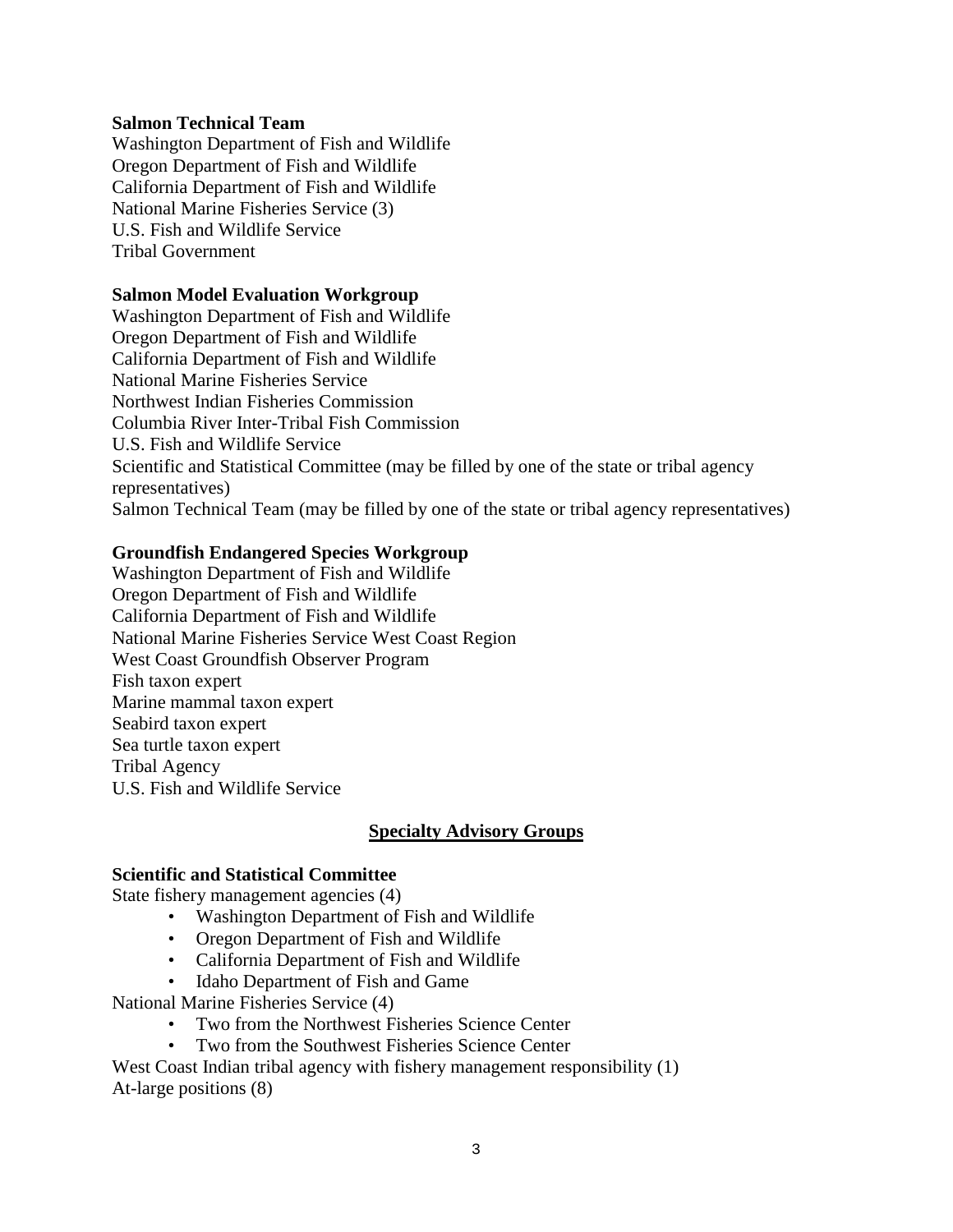**Salmon Technical Team**

Washington Department of Fish and Wildlife
Oregon Department of Fish and Wildlife
California Department of Fish and Wildlife
National Marine Fisheries Service (3)
U.S. Fish and Wildlife Service
Tribal Government

**Salmon Model Evaluation Workgroup**

Washington Department of Fish and Wildlife
Oregon Department of Fish and Wildlife
California Department of Fish and Wildlife
National Marine Fisheries Service
Northwest Indian Fisheries Commission
Columbia River Inter-Tribal Fish Commission
U.S. Fish and Wildlife Service
Scientific and Statistical Committee (may be filled by one of the state or tribal agency representatives)
Salmon Technical Team (may be filled by one of the state or tribal agency representatives)

**Groundfish Endangered Species Workgroup**

Washington Department of Fish and Wildlife
Oregon Department of Fish and Wildlife
California Department of Fish and Wildlife
National Marine Fisheries Service West Coast Region
West Coast Groundfish Observer Program
Fish taxon expert
Marine mammal taxon expert
Seabird taxon expert
Sea turtle taxon expert
Tribal Agency
U.S. Fish and Wildlife Service

## Specialty Advisory Groups

**Scientific and Statistical Committee**

State fishery management agencies (4)

- Washington Department of Fish and Wildlife
- Oregon Department of Fish and Wildlife
- California Department of Fish and Wildlife
- Idaho Department of Fish and Game

National Marine Fisheries Service (4)

- Two from the Northwest Fisheries Science Center
- Two from the Southwest Fisheries Science Center

West Coast Indian tribal agency with fishery management responsibility (1)
At-large positions (8)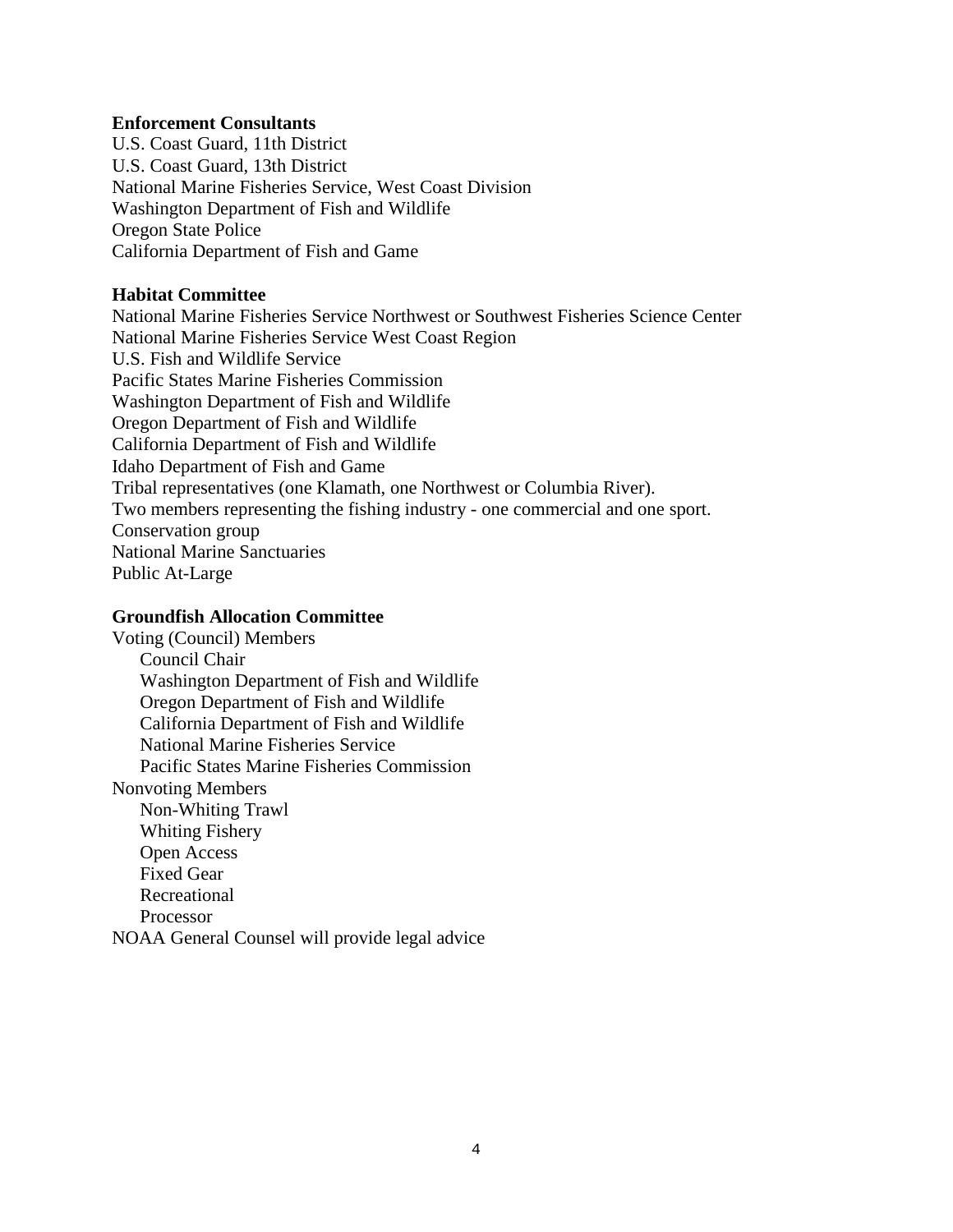**Enforcement Consultants**

U.S. Coast Guard, 11th District
U.S. Coast Guard, 13th District
National Marine Fisheries Service, West Coast Division
Washington Department of Fish and Wildlife
Oregon State Police
California Department of Fish and Game

**Habitat Committee**

National Marine Fisheries Service Northwest or Southwest Fisheries Science Center
National Marine Fisheries Service West Coast Region
U.S. Fish and Wildlife Service
Pacific States Marine Fisheries Commission
Washington Department of Fish and Wildlife
Oregon Department of Fish and Wildlife
California Department of Fish and Wildlife
Idaho Department of Fish and Game
Tribal representatives (one Klamath, one Northwest or Columbia River).
Two members representing the fishing industry - one commercial and one sport.
Conservation group
National Marine Sanctuaries
Public At-Large

**Groundfish Allocation Committee**

Voting (Council) Members

- Council Chair
- Washington Department of Fish and Wildlife
- Oregon Department of Fish and Wildlife
- California Department of Fish and Wildlife
- National Marine Fisheries Service
- Pacific States Marine Fisheries Commission

Nonvoting Members

- Non-Whiting Trawl
- Whiting Fishery
- Open Access
- Fixed Gear
- Recreational
- Processor

NOAA General Counsel will provide legal advice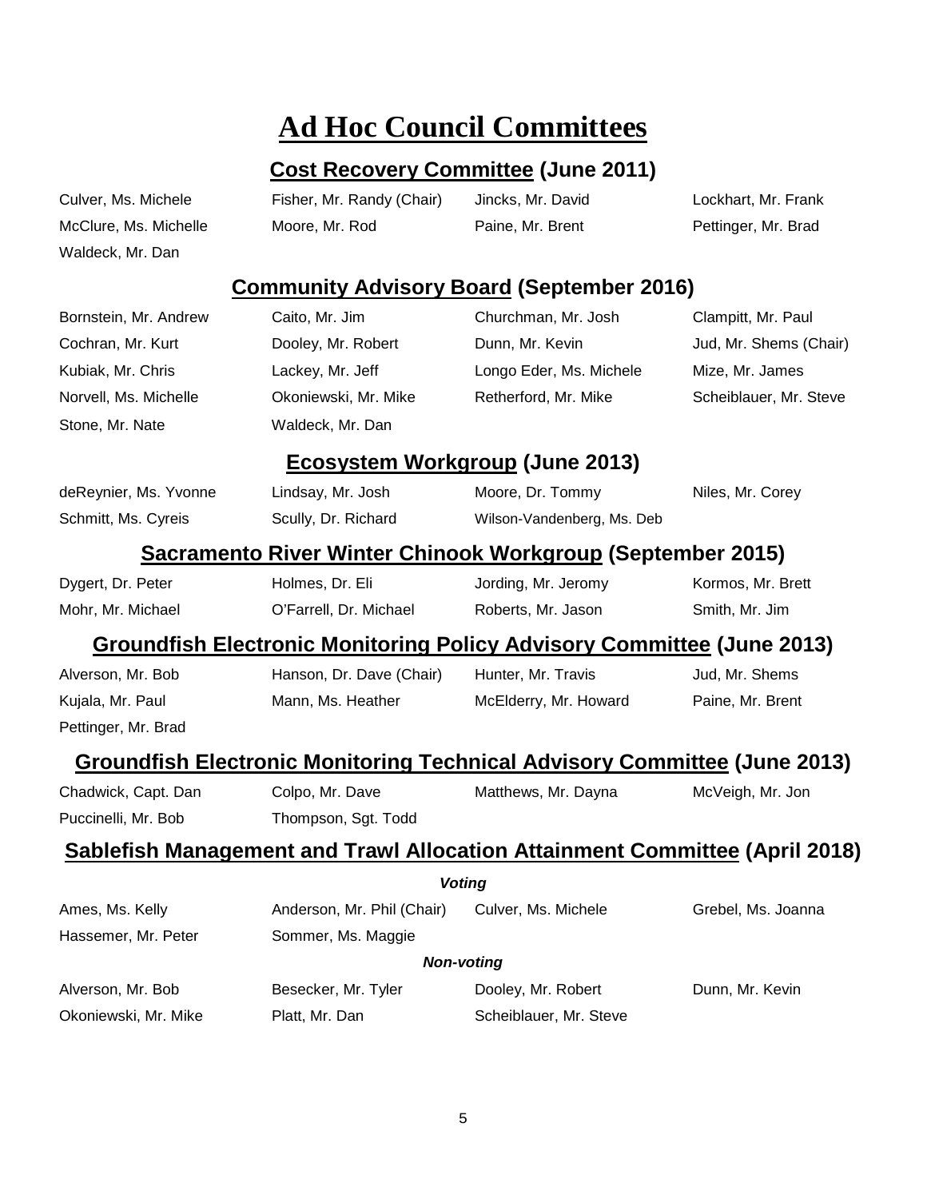# Ad Hoc Council Committees

## Cost Recovery Committee (June 2011)

| | | | |
|---|---|---|---|
| Culver, Ms. Michele | Fisher, Mr. Randy (Chair) | Jincks, Mr. David | Lockhart, Mr. Frank |
| McClure, Ms. Michelle | Moore, Mr. Rod | Paine, Mr. Brent | Pettinger, Mr. Brad |
| Waldeck, Mr. Dan | | | |

## Community Advisory Board (September 2016)

| | | | |
|---|---|---|---|
| Bornstein, Mr. Andrew | Caito, Mr. Jim | Churchman, Mr. Josh | Clampitt, Mr. Paul |
| Cochran, Mr. Kurt | Dooley, Mr. Robert | Dunn, Mr. Kevin | Jud, Mr. Shems (Chair) |
| Kubiak, Mr. Chris | Lackey, Mr. Jeff | Longo Eder, Ms. Michele | Mize, Mr. James |
| Norvell, Ms. Michelle | Okoniewski, Mr. Mike | Retherford, Mr. Mike | Scheiblauer, Mr. Steve |
| Stone, Mr. Nate | Waldeck, Mr. Dan | | |

## Ecosystem Workgroup (June 2013)

| | | | |
|---|---|---|---|
| deReynier, Ms. Yvonne | Lindsay, Mr. Josh | Moore, Dr. Tommy | Niles, Mr. Corey |
| Schmitt, Ms. Cyreis | Scully, Dr. Richard | Wilson-Vandenberg, Ms. Deb | |

## Sacramento River Winter Chinook Workgroup (September 2015)

| | | | |
|---|---|---|---|
| Dygert, Dr. Peter | Holmes, Dr. Eli | Jording, Mr. Jeromy | Kormos, Mr. Brett |
| Mohr, Mr. Michael | O'Farrell, Dr. Michael | Roberts, Mr. Jason | Smith, Mr. Jim |

## Groundfish Electronic Monitoring Policy Advisory Committee (June 2013)

| | | | |
|---|---|---|---|
| Alverson, Mr. Bob | Hanson, Dr. Dave (Chair) | Hunter, Mr. Travis | Jud, Mr. Shems |
| Kujala, Mr. Paul | Mann, Ms. Heather | McElderry, Mr. Howard | Paine, Mr. Brent |
| Pettinger, Mr. Brad | | | |

## Groundfish Electronic Monitoring Technical Advisory Committee (June 2013)

| | | | |
|---|---|---|---|
| Chadwick, Capt. Dan | Colpo, Mr. Dave | Matthews, Mr. Dayna | McVeigh, Mr. Jon |
| Puccinelli, Mr. Bob | Thompson, Sgt. Todd | | |

## Sablefish Management and Trawl Allocation Attainment Committee (April 2018)

***Voting***

| | | | |
|---|---|---|---|
| Ames, Ms. Kelly | Anderson, Mr. Phil (Chair) | Culver, Ms. Michele | Grebel, Ms. Joanna |
| Hassemer, Mr. Peter | Sommer, Ms. Maggie | | |

***Non-voting***

| | | | |
|---|---|---|---|
| Alverson, Mr. Bob | Besecker, Mr. Tyler | Dooley, Mr. Robert | Dunn, Mr. Kevin |
| Okoniewski, Mr. Mike | Platt, Mr. Dan | Scheiblauer, Mr. Steve | |